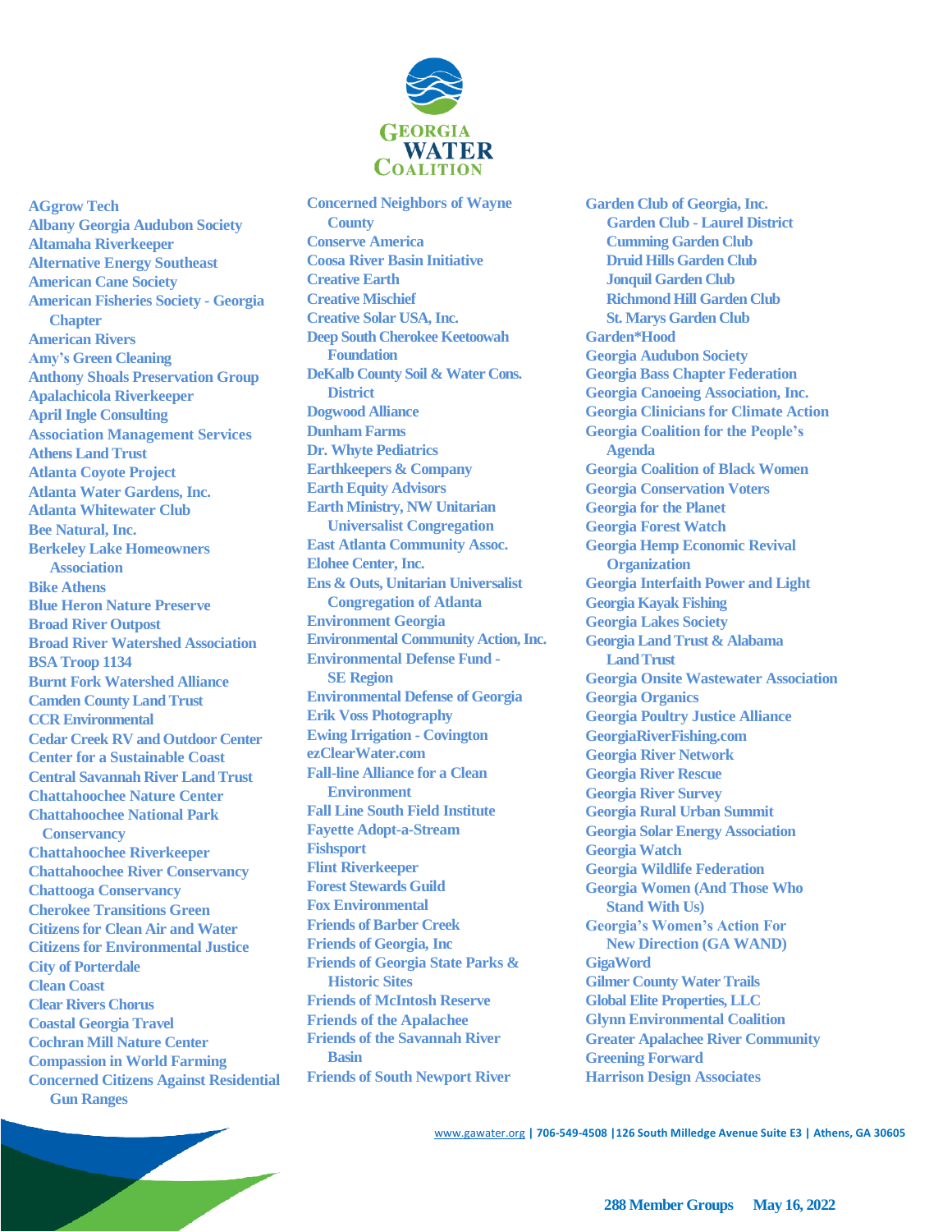# Georgia Water Coalition

- AGgrow Tech
- Albany Georgia Audubon Society
- Altamaha Riverkeeper
- Alternative Energy Southeast
- American Cane Society
- American Fisheries Society - Georgia Chapter
- American Rivers
- Amy's Green Cleaning
- Anthony Shoals Preservation Group
- Apalachicola Riverkeeper
- April Ingle Consulting
- Association Management Services
- Athens Land Trust
- Atlanta Coyote Project
- Atlanta Water Gardens, Inc.
- Atlanta Whitewater Club
- Bee Natural, Inc.
- Berkeley Lake Homeowners Association
- Bike Athens
- Blue Heron Nature Preserve
- Broad River Outpost
- Broad River Watershed Association
- BSA Troop 1134
- Burnt Fork Watershed Alliance
- Camden County Land Trust
- CCR Environmental
- Cedar Creek RV and Outdoor Center
- Center for a Sustainable Coast
- Central Savannah River Land Trust
- Chattahoochee Nature Center
- Chattahoochee National Park Conservancy
- Chattahoochee Riverkeeper
- Chattahoochee River Conservancy
- Chattooga Conservancy
- Cherokee Transitions Green
- Citizens for Clean Air and Water
- Citizens for Environmental Justice
- City of Porterdale
- Clean Coast
- Clear Rivers Chorus
- Coastal Georgia Travel
- Cochran Mill Nature Center
- Compassion in World Farming
- Concerned Citizens Against Residential Gun Ranges
- Concerned Neighbors of Wayne County
- Conserve America
- Coosa River Basin Initiative
- Creative Earth
- Creative Mischief
- Creative Solar USA, Inc.
- Deep South Cherokee Keetoowah Foundation
- DeKalb County Soil & Water Cons. District
- Dogwood Alliance
- Dunham Farms
- Dr. Whyte Pediatrics
- Earthkeepers & Company
- Earth Equity Advisors
- Earth Ministry, NW Unitarian Universalist Congregation
- East Atlanta Community Assoc.
- Elohee Center, Inc.
- Ens & Outs, Unitarian Universalist Congregation of Atlanta
- Environment Georgia
- Environmental Community Action, Inc.
- Environmental Defense Fund - SE Region
- Environmental Defense of Georgia
- Erik Voss Photography
- Ewing Irrigation - Covington
- ezClearWater.com
- Fall-line Alliance for a Clean Environment
- Fall Line South Field Institute
- Fayette Adopt-a-Stream
- Fishsport
- Flint Riverkeeper
- Forest Stewards Guild
- Fox Environmental
- Friends of Barber Creek
- Friends of Georgia, Inc
- Friends of Georgia State Parks & Historic Sites
- Friends of McIntosh Reserve
- Friends of the Apalachee
- Friends of the Savannah River Basin
- Friends of South Newport River
- Garden Club of Georgia, Inc.
  - Garden Club - Laurel District
  - Cumming Garden Club
  - Druid Hills Garden Club
  - Jonquil Garden Club
  - Richmond Hill Garden Club
  - St. Marys Garden Club
- Garden*Hood
- Georgia Audubon Society
- Georgia Bass Chapter Federation
- Georgia Canoeing Association, Inc.
- Georgia Clinicians for Climate Action
- Georgia Coalition for the People's Agenda
- Georgia Coalition of Black Women
- Georgia Conservation Voters
- Georgia for the Planet
- Georgia Forest Watch
- Georgia Hemp Economic Revival Organization
- Georgia Interfaith Power and Light
- Georgia Kayak Fishing
- Georgia Lakes Society
- Georgia Land Trust & Alabama Land Trust
- Georgia Onsite Wastewater Association
- Georgia Organics
- Georgia Poultry Justice Alliance
- GeorgiaRiverFishing.com
- Georgia River Network
- Georgia River Rescue
- Georgia River Survey
- Georgia Rural Urban Summit
- Georgia Solar Energy Association
- Georgia Watch
- Georgia Wildlife Federation
- Georgia Women (And Those Who Stand With Us)
- Georgia's Women's Action For New Direction (GA WAND)
- GigaWord
- Gilmer County Water Trails
- Global Elite Properties, LLC
- Glynn Environmental Coalition
- Greater Apalachee River Community
- Greening Forward
- Harrison Design Associates

www.gawater.org | 706-549-4508 | 126 South Milledge Avenue Suite E3 | Athens, GA 30605

**288 Member Groups May 16, 2022**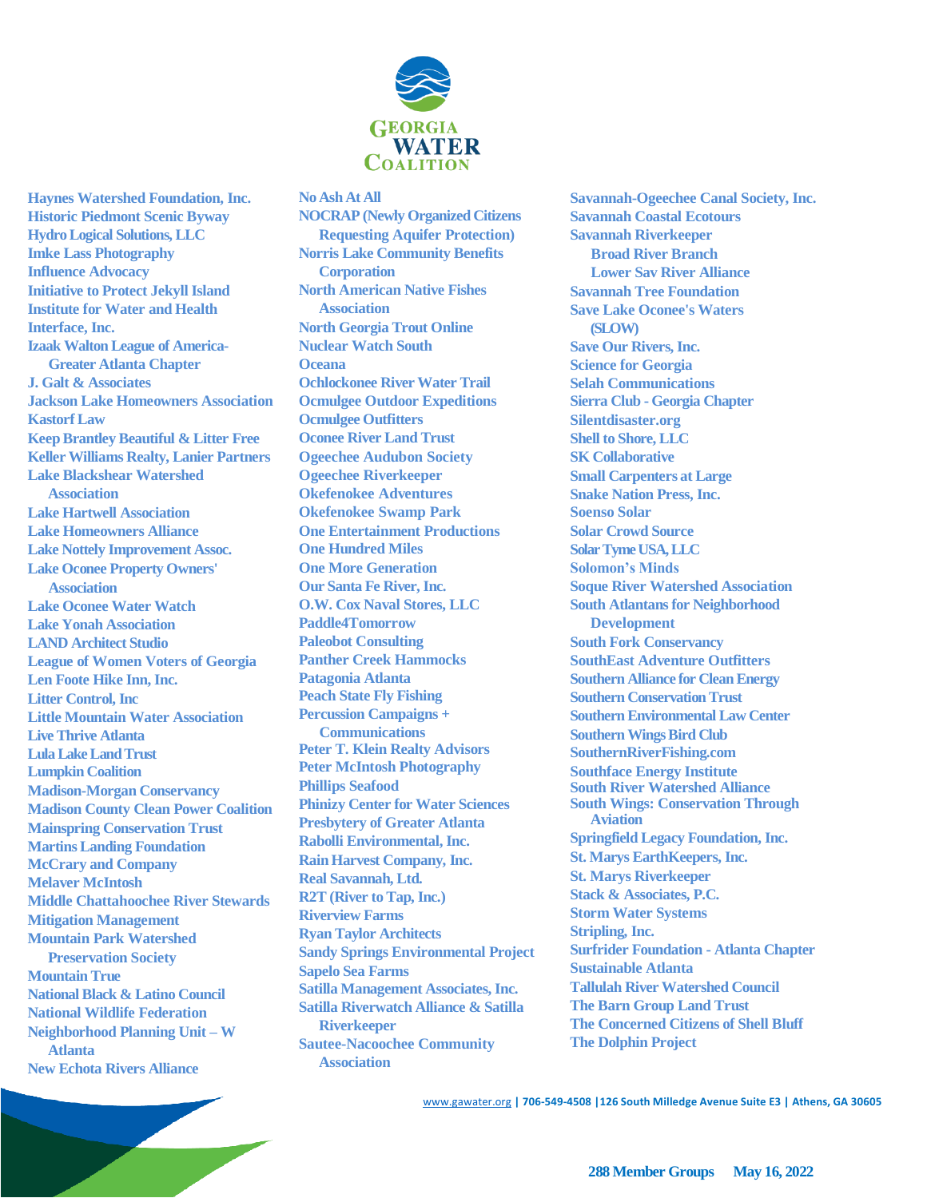**Haynes Watershed Foundation, Inc.**
**Historic Piedmont Scenic Byway**
**Hydro Logical Solutions, LLC**
**Imke Lass Photography**
**Influence Advocacy**
**Initiative to Protect Jekyll Island**
**Institute for Water and Health**
**Interface, Inc.**
**Izaak Walton League of America-Greater Atlanta Chapter**
**J. Galt & Associates**
**Jackson Lake Homeowners Association**
**Kastorf Law**
**Keep Brantley Beautiful & Litter Free**
**Keller Williams Realty, Lanier Partners**
**Lake Blackshear Watershed Association**
**Lake Hartwell Association**
**Lake Homeowners Alliance**
**Lake Nottely Improvement Assoc.**
**Lake Oconee Property Owners' Association**
**Lake Oconee Water Watch**
**Lake Yonah Association**
**LAND Architect Studio**
**League of Women Voters of Georgia**
**Len Foote Hike Inn, Inc.**
**Litter Control, Inc**
**Little Mountain Water Association**
**Live Thrive Atlanta**
**Lula Lake Land Trust**
**Lumpkin Coalition**
**Madison-Morgan Conservancy**
**Madison County Clean Power Coalition**
**Mainspring Conservation Trust**
**Martins Landing Foundation**
**McCrary and Company**
**Melaver McIntosh**
**Middle Chattahoochee River Stewards**
**Mitigation Management**
**Mountain Park Watershed Preservation Society**
**Mountain True**
**National Black & Latino Council**
**National Wildlife Federation**
**Neighborhood Planning Unit – W Atlanta**
**New Echota Rivers Alliance**
**No Ash At All**
**NOCRAP (Newly Organized Citizens Requesting Aquifer Protection)**
**Norris Lake Community Benefits Corporation**
**North American Native Fishes Association**
**North Georgia Trout Online**
**Nuclear Watch South**
**Oceana**
**Ochlockonee River Water Trail**
**Ocmulgee Outdoor Expeditions**
**Ocmulgee Outfitters**
**Oconee River Land Trust**
**Ogeechee Audubon Society**
**Ogeechee Riverkeeper**
**Okefenokee Adventures**
**Okefenokee Swamp Park**
**One Entertainment Productions**
**One Hundred Miles**
**One More Generation**
**Our Santa Fe River, Inc.**
**O.W. Cox Naval Stores, LLC**
**Paddle4Tomorrow**
**Paleobot Consulting**
**Panther Creek Hammocks**
**Patagonia Atlanta**
**Peach State Fly Fishing**
**Percussion Campaigns + Communications**
**Peter T. Klein Realty Advisors**
**Peter McIntosh Photography**
**Phillips Seafood**
**Phinizy Center for Water Sciences**
**Presbytery of Greater Atlanta**
**Rabolli Environmental, Inc.**
**Rain Harvest Company, Inc.**
**Real Savannah, Ltd.**
**R2T (River to Tap, Inc.)**
**Riverview Farms**
**Ryan Taylor Architects**
**Sandy Springs Environmental Project**
**Sapelo Sea Farms**
**Satilla Management Associates, Inc.**
**Satilla Riverwatch Alliance & Satilla Riverkeeper**
**Sautee-Nacoochee Community Association**
**Savannah-Ogeechee Canal Society, Inc.**
**Savannah Coastal Ecotours**
**Savannah Riverkeeper**
- **Broad River Branch**
- **Lower Sav River Alliance**

**Savannah Tree Foundation**
**Save Lake Oconee's Waters (SLOW)**
**Save Our Rivers, Inc.**
**Science for Georgia**
**Selah Communications**
**Sierra Club - Georgia Chapter**
**Silentdisaster.org**
**Shell to Shore, LLC**
**SK Collaborative**
**Small Carpenters at Large**
**Snake Nation Press, Inc.**
**Soenso Solar**
**Solar Crowd Source**
**Solar Tyme USA, LLC**
**Solomon's Minds**
**Soque River Watershed Association**
**South Atlantans for Neighborhood Development**
**South Fork Conservancy**
**SouthEast Adventure Outfitters**
**Southern Alliance for Clean Energy**
**Southern Conservation Trust**
**Southern Environmental Law Center**
**Southern Wings Bird Club**
**SouthernRiverFishing.com**
**Southface Energy Institute**
**South River Watershed Alliance**
**South Wings: Conservation Through Aviation**
**Springfield Legacy Foundation, Inc.**
**St. Marys EarthKeepers, Inc.**
**St. Marys Riverkeeper**
**Stack & Associates, P.C.**
**Storm Water Systems**
**Stripling, Inc.**
**Surfrider Foundation - Atlanta Chapter**
**Sustainable Atlanta**
**Tallulah River Watershed Council**
**The Barn Group Land Trust**
**The Concerned Citizens of Shell Bluff**
**The Dolphin Project**

www.gawater.org | 706-549-4508 |126 South Milledge Avenue Suite E3 | Athens, GA 30605

**288 Member Groups May 16, 2022**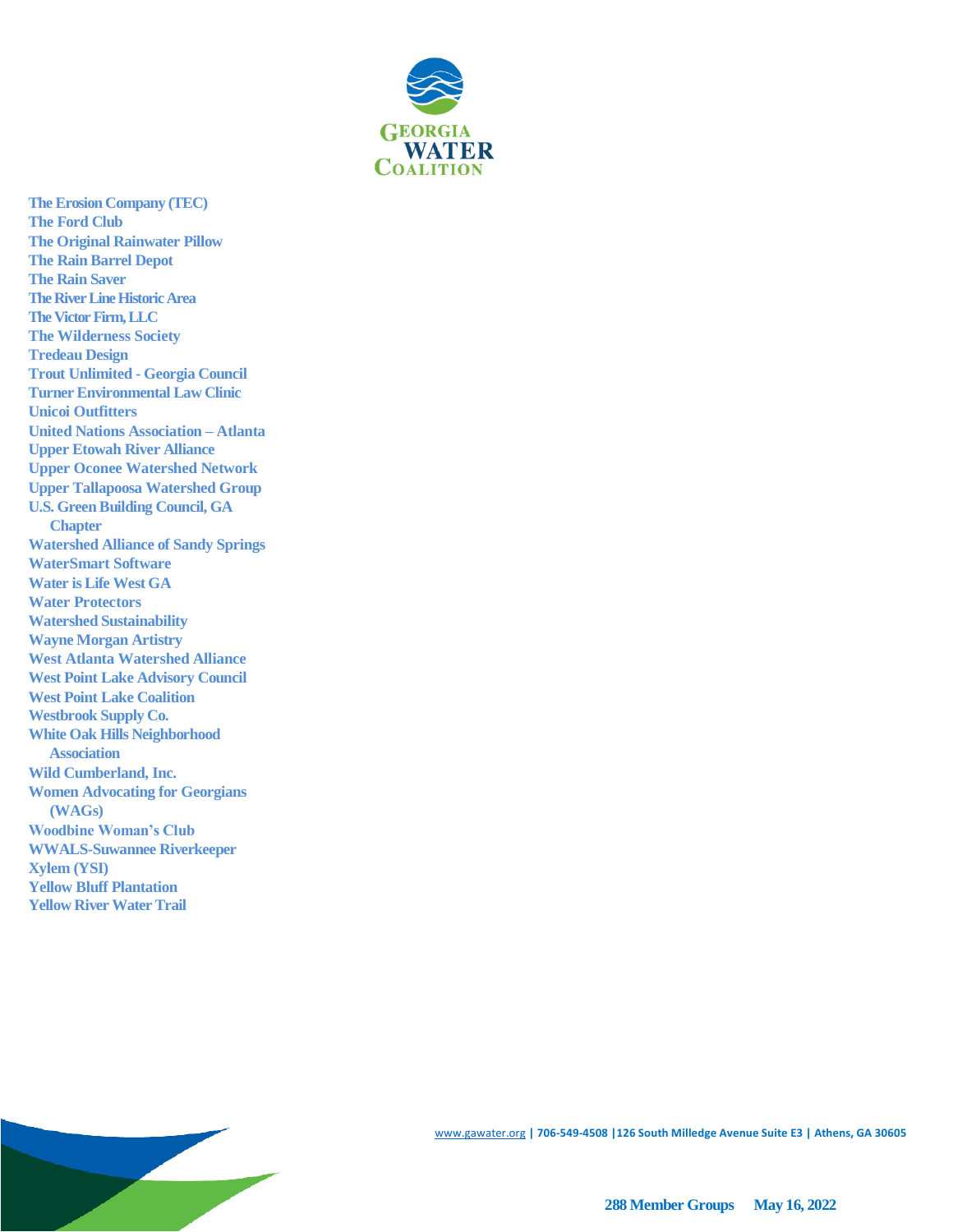**The Erosion Company (TEC)**
**The Ford Club**
**The Original Rainwater Pillow**
**The Rain Barrel Depot**
**The Rain Saver**
**The River Line Historic Area**
**The Victor Firm, LLC**
**The Wilderness Society**
**Tredeau Design**
**Trout Unlimited - Georgia Council**
**Turner Environmental Law Clinic**
**Unicoi Outfitters**
**United Nations Association – Atlanta**
**Upper Etowah River Alliance**
**Upper Oconee Watershed Network**
**Upper Tallapoosa Watershed Group**
**U.S. Green Building Council, GA Chapter**
**Watershed Alliance of Sandy Springs**
**WaterSmart Software**
**Water is Life West GA**
**Water Protectors**
**Watershed Sustainability**
**Wayne Morgan Artistry**
**West Atlanta Watershed Alliance**
**West Point Lake Advisory Council**
**West Point Lake Coalition**
**Westbrook Supply Co.**
**White Oak Hills Neighborhood Association**
**Wild Cumberland, Inc.**
**Women Advocating for Georgians (WAGs)**
**Woodbine Woman's Club**
**WWALS-Suwannee Riverkeeper**
**Xylem (YSI)**
**Yellow Bluff Plantation**
**Yellow River Water Trail**

www.gawater.org | 706-549-4508 |126 South Milledge Avenue Suite E3 | Athens, GA 30605

**288 Member Groups May 16, 2022**